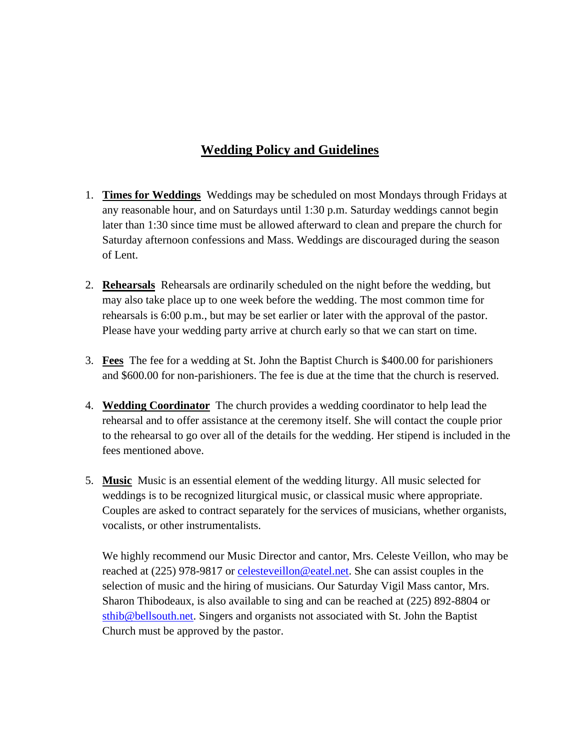# Wedding Policy and Guidelines

1. **Times for Weddings** Weddings may be scheduled on most Mondays through Fridays at any reasonable hour, and on Saturdays until 1:30 p.m. Saturday weddings cannot begin later than 1:30 since time must be allowed afterward to clean and prepare the church for Saturday afternoon confessions and Mass. Weddings are discouraged during the season of Lent.

2. **Rehearsals** Rehearsals are ordinarily scheduled on the night before the wedding, but may also take place up to one week before the wedding. The most common time for rehearsals is 6:00 p.m., but may be set earlier or later with the approval of the pastor. Please have your wedding party arrive at church early so that we can start on time.

3. **Fees** The fee for a wedding at St. John the Baptist Church is $400.00 for parishioners and $600.00 for non-parishioners. The fee is due at the time that the church is reserved.

4. **Wedding Coordinator** The church provides a wedding coordinator to help lead the rehearsal and to offer assistance at the ceremony itself. She will contact the couple prior to the rehearsal to go over all of the details for the wedding. Her stipend is included in the fees mentioned above.

5. **Music** Music is an essential element of the wedding liturgy. All music selected for weddings is to be recognized liturgical music, or classical music where appropriate. Couples are asked to contract separately for the services of musicians, whether organists, vocalists, or other instrumentalists.

   We highly recommend our Music Director and cantor, Mrs. Celeste Veillon, who may be reached at (225) 978-9817 or celesteveillon@eatel.net. She can assist couples in the selection of music and the hiring of musicians. Our Saturday Vigil Mass cantor, Mrs. Sharon Thibodeaux, is also available to sing and can be reached at (225) 892-8804 or sthib@bellsouth.net. Singers and organists not associated with St. John the Baptist Church must be approved by the pastor.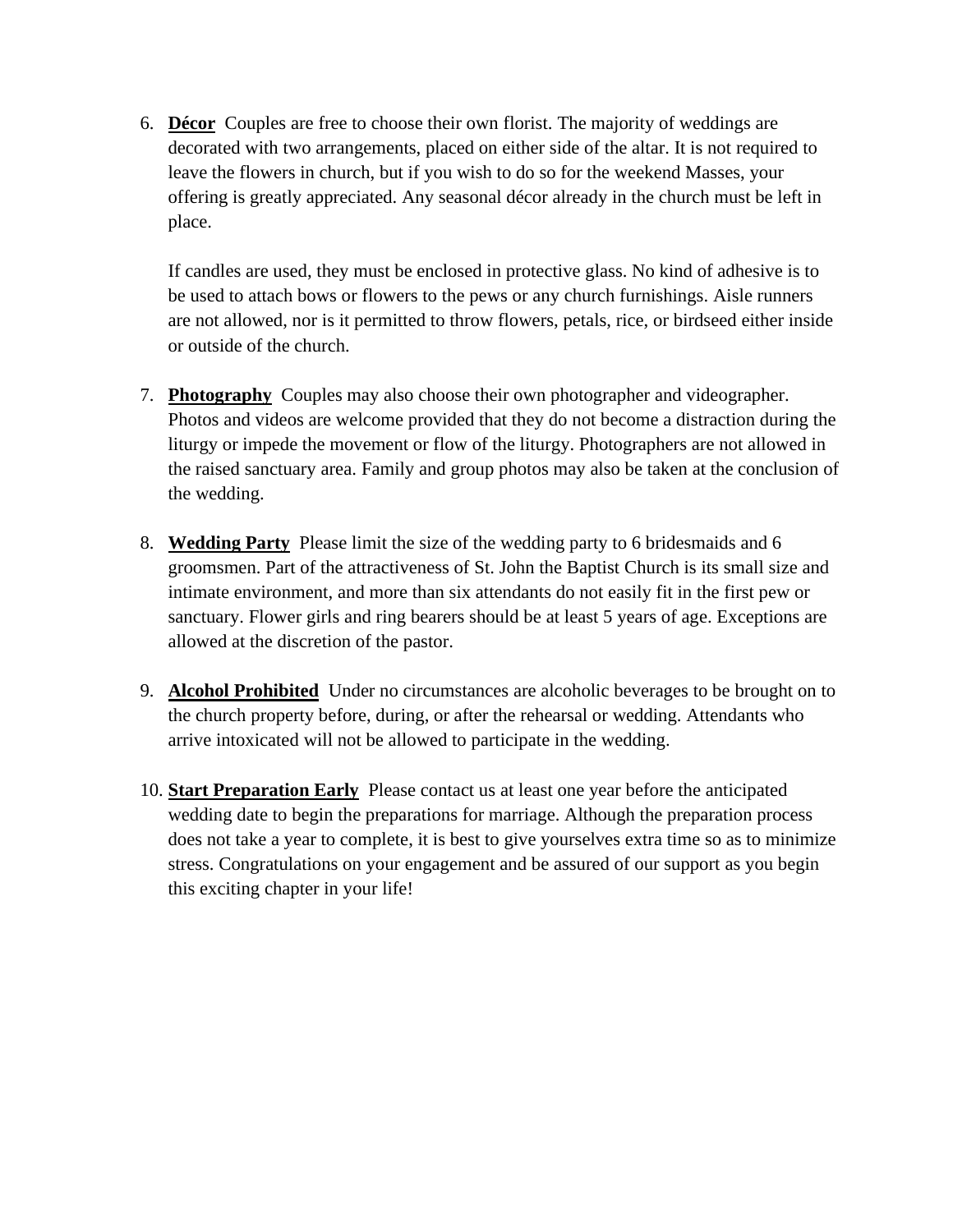6. **Décor** Couples are free to choose their own florist. The majority of weddings are decorated with two arrangements, placed on either side of the altar. It is not required to leave the flowers in church, but if you wish to do so for the weekend Masses, your offering is greatly appreciated. Any seasonal décor already in the church must be left in place.

   If candles are used, they must be enclosed in protective glass. No kind of adhesive is to be used to attach bows or flowers to the pews or any church furnishings. Aisle runners are not allowed, nor is it permitted to throw flowers, petals, rice, or birdseed either inside or outside of the church.

7. **Photography** Couples may also choose their own photographer and videographer. Photos and videos are welcome provided that they do not become a distraction during the liturgy or impede the movement or flow of the liturgy. Photographers are not allowed in the raised sanctuary area. Family and group photos may also be taken at the conclusion of the wedding.

8. **Wedding Party** Please limit the size of the wedding party to 6 bridesmaids and 6 groomsmen. Part of the attractiveness of St. John the Baptist Church is its small size and intimate environment, and more than six attendants do not easily fit in the first pew or sanctuary. Flower girls and ring bearers should be at least 5 years of age. Exceptions are allowed at the discretion of the pastor.

9. **Alcohol Prohibited** Under no circumstances are alcoholic beverages to be brought on to the church property before, during, or after the rehearsal or wedding. Attendants who arrive intoxicated will not be allowed to participate in the wedding.

10. **Start Preparation Early** Please contact us at least one year before the anticipated wedding date to begin the preparations for marriage. Although the preparation process does not take a year to complete, it is best to give yourselves extra time so as to minimize stress. Congratulations on your engagement and be assured of our support as you begin this exciting chapter in your life!